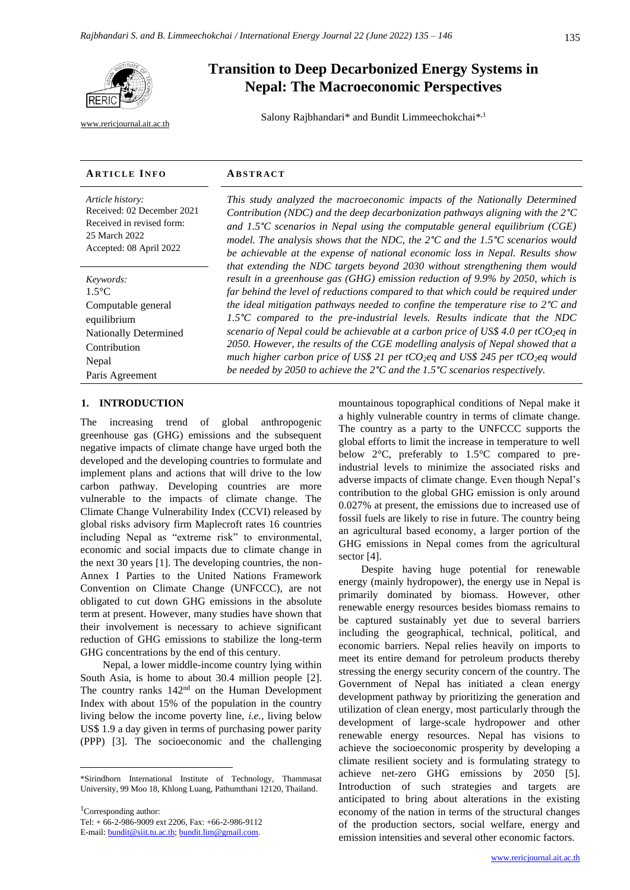# Transition to Deep Decarbonized Energy Systems in Nepal: The Macroeconomic Perspectives

Salony Rajbhandari* and Bundit Limmeechokchai*,[1]

www.rericjournal.ait.ac.th

## ARTICLE INFO

*Article history:*
Received: 02 December 2021
Received in revised form: 25 March 2022
Accepted: 08 April 2022

*Keywords:*
1.5°C
Computable general equilibrium
Nationally Determined Contribution
Nepal
Paris Agreement

## ABSTRACT

*This study analyzed the macroeconomic impacts of the Nationally Determined Contribution (NDC) and the deep decarbonization pathways aligning with the 2°C and 1.5°C scenarios in Nepal using the computable general equilibrium (CGE) model. The analysis shows that the NDC, the 2°C and the 1.5°C scenarios would be achievable at the expense of national economic loss in Nepal. Results show that extending the NDC targets beyond 2030 without strengthening them would result in a greenhouse gas (GHG) emission reduction of 9.9% by 2050, which is far behind the level of reductions compared to that which could be required under the ideal mitigation pathways needed to confine the temperature rise to 2°C and 1.5°C compared to the pre-industrial levels. Results indicate that the NDC scenario of Nepal could be achievable at a carbon price of US$ 4.0 per $tCO_2eq$ in 2050. However, the results of the CGE modelling analysis of Nepal showed that a much higher carbon price of US$ 21 per $tCO_2eq$ and US$ 245 per $tCO_2eq$ would be needed by 2050 to achieve the 2°C and the 1.5°C scenarios respectively.*

## 1. INTRODUCTION

The increasing trend of global anthropogenic greenhouse gas (GHG) emissions and the subsequent negative impacts of climate change have urged both the developed and the developing countries to formulate and implement plans and actions that will drive to the low carbon pathway. Developing countries are more vulnerable to the impacts of climate change. The Climate Change Vulnerability Index (CCVI) released by global risks advisory firm Maplecroft rates 16 countries including Nepal as "extreme risk" to environmental, economic and social impacts due to climate change in the next 30 years [1]. The developing countries, the non-Annex I Parties to the United Nations Framework Convention on Climate Change (UNFCCC), are not obligated to cut down GHG emissions in the absolute term at present. However, many studies have shown that their involvement is necessary to achieve significant reduction of GHG emissions to stabilize the long-term GHG concentrations by the end of this century.

Nepal, a lower middle-income country lying within South Asia, is home to about 30.4 million people [2]. The country ranks 142nd on the Human Development Index with about 15% of the population in the country living below the income poverty line, *i.e.*, living below US$ 1.9 a day given in terms of purchasing power parity (PPP) [3]. The socioeconomic and the challenging mountainous topographical conditions of Nepal make it a highly vulnerable country in terms of climate change. The country as a party to the UNFCCC supports the global efforts to limit the increase in temperature to well below 2°C, preferably to 1.5°C compared to pre-industrial levels to minimize the associated risks and adverse impacts of climate change. Even though Nepal's contribution to the global GHG emission is only around 0.027% at present, the emissions due to increased use of fossil fuels are likely to rise in future. The country being an agricultural based economy, a larger portion of the GHG emissions in Nepal comes from the agricultural sector [4].

Despite having huge potential for renewable energy (mainly hydropower), the energy use in Nepal is primarily dominated by biomass. However, other renewable energy resources besides biomass remains to be captured sustainably yet due to several barriers including the geographical, technical, political, and economic barriers. Nepal relies heavily on imports to meet its entire demand for petroleum products thereby stressing the energy security concern of the country. The Government of Nepal has initiated a clean energy development pathway by prioritizing the generation and utilization of clean energy, most particularly through the development of large-scale hydropower and other renewable energy resources. Nepal has visions to achieve the socioeconomic prosperity by developing a climate resilient society and is formulating strategy to achieve net-zero GHG emissions by 2050 [5]. Introduction of such strategies and targets are anticipated to bring about alterations in the existing economy of the nation in terms of the structural changes of the production sectors, social welfare, energy and emission intensities and several other economic factors.

---

*Sirindhorn International Institute of Technology, Thammasat University, 99 Moo 18, Khlong Luang, Pathumthani 12120, Thailand.

[1]Corresponding author:
Tel: + 66-2-986-9009 ext 2206, Fax: +66-2-986-9112
E-mail: bundit@siit.tu.ac.th; bundit.lim@gmail.com.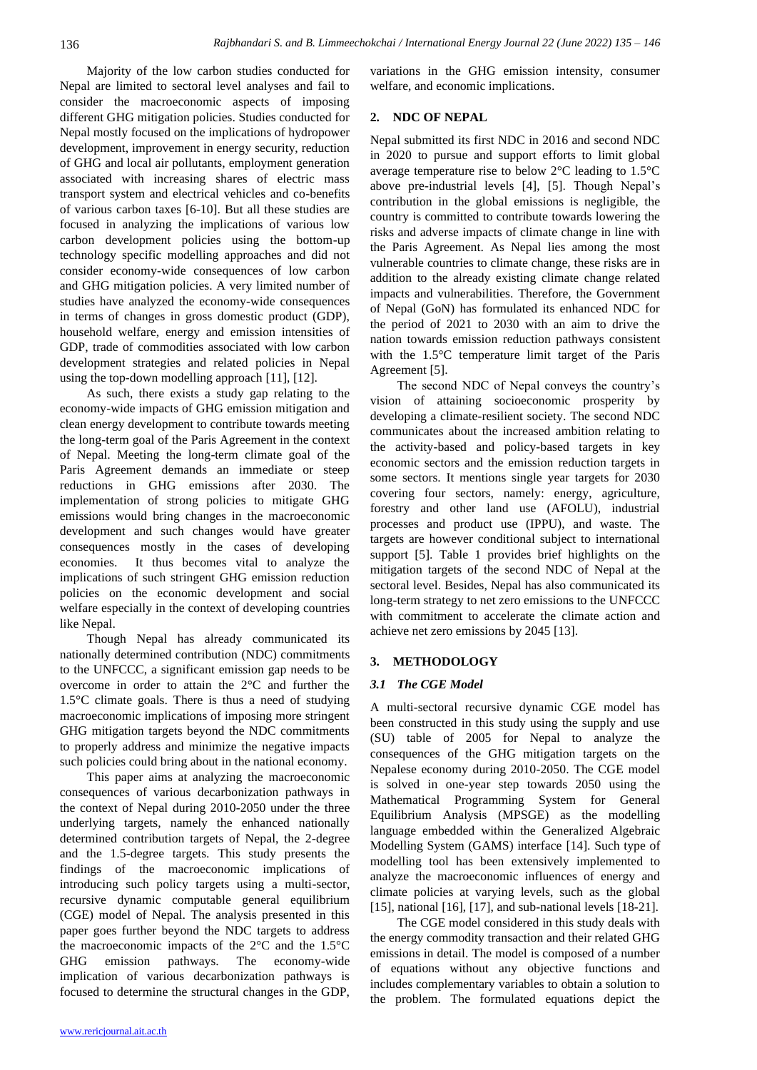Majority of the low carbon studies conducted for Nepal are limited to sectoral level analyses and fail to consider the macroeconomic aspects of imposing different GHG mitigation policies. Studies conducted for Nepal mostly focused on the implications of hydropower development, improvement in energy security, reduction of GHG and local air pollutants, employment generation associated with increasing shares of electric mass transport system and electrical vehicles and co-benefits of various carbon taxes [6-10]. But all these studies are focused in analyzing the implications of various low carbon development policies using the bottom-up technology specific modelling approaches and did not consider economy-wide consequences of low carbon and GHG mitigation policies. A very limited number of studies have analyzed the economy-wide consequences in terms of changes in gross domestic product (GDP), household welfare, energy and emission intensities of GDP, trade of commodities associated with low carbon development strategies and related policies in Nepal using the top-down modelling approach [11], [12].

As such, there exists a study gap relating to the economy-wide impacts of GHG emission mitigation and clean energy development to contribute towards meeting the long-term goal of the Paris Agreement in the context of Nepal. Meeting the long-term climate goal of the Paris Agreement demands an immediate or steep reductions in GHG emissions after 2030. The implementation of strong policies to mitigate GHG emissions would bring changes in the macroeconomic development and such changes would have greater consequences mostly in the cases of developing economies. It thus becomes vital to analyze the implications of such stringent GHG emission reduction policies on the economic development and social welfare especially in the context of developing countries like Nepal.

Though Nepal has already communicated its nationally determined contribution (NDC) commitments to the UNFCCC, a significant emission gap needs to be overcome in order to attain the 2°C and further the 1.5°C climate goals. There is thus a need of studying macroeconomic implications of imposing more stringent GHG mitigation targets beyond the NDC commitments to properly address and minimize the negative impacts such policies could bring about in the national economy.

This paper aims at analyzing the macroeconomic consequences of various decarbonization pathways in the context of Nepal during 2010-2050 under the three underlying targets, namely the enhanced nationally determined contribution targets of Nepal, the 2-degree and the 1.5-degree targets. This study presents the findings of the macroeconomic implications of introducing such policy targets using a multi-sector, recursive dynamic computable general equilibrium (CGE) model of Nepal. The analysis presented in this paper goes further beyond the NDC targets to address the macroeconomic impacts of the 2°C and the 1.5°C GHG emission pathways. The economy-wide implication of various decarbonization pathways is focused to determine the structural changes in the GDP, variations in the GHG emission intensity, consumer welfare, and economic implications.

## 2. NDC OF NEPAL

Nepal submitted its first NDC in 2016 and second NDC in 2020 to pursue and support efforts to limit global average temperature rise to below 2°C leading to 1.5°C above pre-industrial levels [4], [5]. Though Nepal's contribution in the global emissions is negligible, the country is committed to contribute towards lowering the risks and adverse impacts of climate change in line with the Paris Agreement. As Nepal lies among the most vulnerable countries to climate change, these risks are in addition to the already existing climate change related impacts and vulnerabilities. Therefore, the Government of Nepal (GoN) has formulated its enhanced NDC for the period of 2021 to 2030 with an aim to drive the nation towards emission reduction pathways consistent with the 1.5°C temperature limit target of the Paris Agreement [5].

The second NDC of Nepal conveys the country's vision of attaining socioeconomic prosperity by developing a climate-resilient society. The second NDC communicates about the increased ambition relating to the activity-based and policy-based targets in key economic sectors and the emission reduction targets in some sectors. It mentions single year targets for 2030 covering four sectors, namely: energy, agriculture, forestry and other land use (AFOLU), industrial processes and product use (IPPU), and waste. The targets are however conditional subject to international support [5]. Table 1 provides brief highlights on the mitigation targets of the second NDC of Nepal at the sectoral level. Besides, Nepal has also communicated its long-term strategy to net zero emissions to the UNFCCC with commitment to accelerate the climate action and achieve net zero emissions by 2045 [13].

## 3. METHODOLOGY

### *3.1 The CGE Model*

A multi-sectoral recursive dynamic CGE model has been constructed in this study using the supply and use (SU) table of 2005 for Nepal to analyze the consequences of the GHG mitigation targets on the Nepalese economy during 2010-2050. The CGE model is solved in one-year step towards 2050 using the Mathematical Programming System for General Equilibrium Analysis (MPSGE) as the modelling language embedded within the Generalized Algebraic Modelling System (GAMS) interface [14]. Such type of modelling tool has been extensively implemented to analyze the macroeconomic influences of energy and climate policies at varying levels, such as the global [15], national [16], [17], and sub-national levels [18-21].

The CGE model considered in this study deals with the energy commodity transaction and their related GHG emissions in detail. The model is composed of a number of equations without any objective functions and includes complementary variables to obtain a solution to the problem. The formulated equations depict the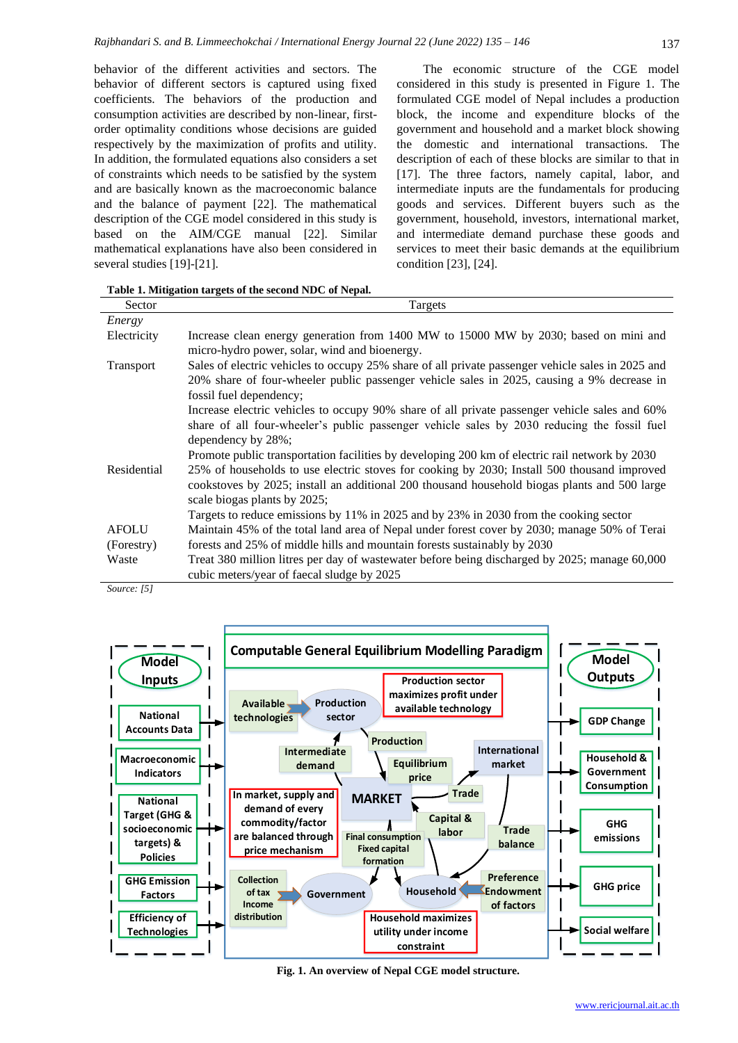behavior of the different activities and sectors. The behavior of different sectors is captured using fixed coefficients. The behaviors of the production and consumption activities are described by non-linear, first-order optimality conditions whose decisions are guided respectively by the maximization of profits and utility. In addition, the formulated equations also considers a set of constraints which needs to be satisfied by the system and are basically known as the macroeconomic balance and the balance of payment [22]. The mathematical description of the CGE model considered in this study is based on the AIM/CGE manual [22]. Similar mathematical explanations have also been considered in several studies [19]-[21].

The economic structure of the CGE model considered in this study is presented in Figure 1. The formulated CGE model of Nepal includes a production block, the income and expenditure blocks of the government and household and a market block showing the domestic and international transactions. The description of each of these blocks are similar to that in [17]. The three factors, namely capital, labor, and intermediate inputs are the fundamentals for producing goods and services. Different buyers such as the government, household, investors, international market, and intermediate demand purchase these goods and services to meet their basic demands at the equilibrium condition [23], [24].

**Table 1. Mitigation targets of the second NDC of Nepal.**

| Sector | Targets |
|---|---|
| *Energy* | |
| Electricity | Increase clean energy generation from 1400 MW to 15000 MW by 2030; based on mini and micro-hydro power, solar, wind and bioenergy. |
| Transport | Sales of electric vehicles to occupy 25% share of all private passenger vehicle sales in 2025 and 20% share of four-wheeler public passenger vehicle sales in 2025, causing a 9% decrease in fossil fuel dependency; |
| | Increase electric vehicles to occupy 90% share of all private passenger vehicle sales and 60% share of all four-wheeler's public passenger vehicle sales by 2030 reducing the fossil fuel dependency by 28%; |
| | Promote public transportation facilities by developing 200 km of electric rail network by 2030 |
| Residential | 25% of households to use electric stoves for cooking by 2030; Install 500 thousand improved cookstoves by 2025; install an additional 200 thousand household biogas plants and 500 large scale biogas plants by 2025; |
| | Targets to reduce emissions by 11% in 2025 and by 23% in 2030 from the cooking sector |
| AFOLU (Forestry) | Maintain 45% of the total land area of Nepal under forest cover by 2030; manage 50% of Terai forests and 25% of middle hills and mountain forests sustainably by 2030 |
| Waste | Treat 380 million litres per day of wastewater before being discharged by 2025; manage 60,000 cubic meters/year of faecal sludge by 2025 |

*Source: [5]*

Model Inputs
National Accounts Data
Macroeconomic Indicators
National Target (GHG & socioeconomic targets) & Policies
GHG Emission Factors
Efficiency of Technologies

Computable General Equilibrium Modelling Paradigm
Available technologies
Production sector
Production sector maximizes profit under available technology
Intermediate demand
Production
Equilibrium price
International market
In market, supply and demand of every commodity/factor are balanced through price mechanism
MARKET
Trade
Capital & labor
Final consumption Fixed capital formation
Trade balance
Collection of tax Income distribution
Government
Household
Preference Endowment of factors
Household maximizes utility under income constraint

Model Outputs
GDP Change
Household & Government Consumption
GHG emissions
GHG price
Social welfare

**Fig. 1. An overview of Nepal CGE model structure.**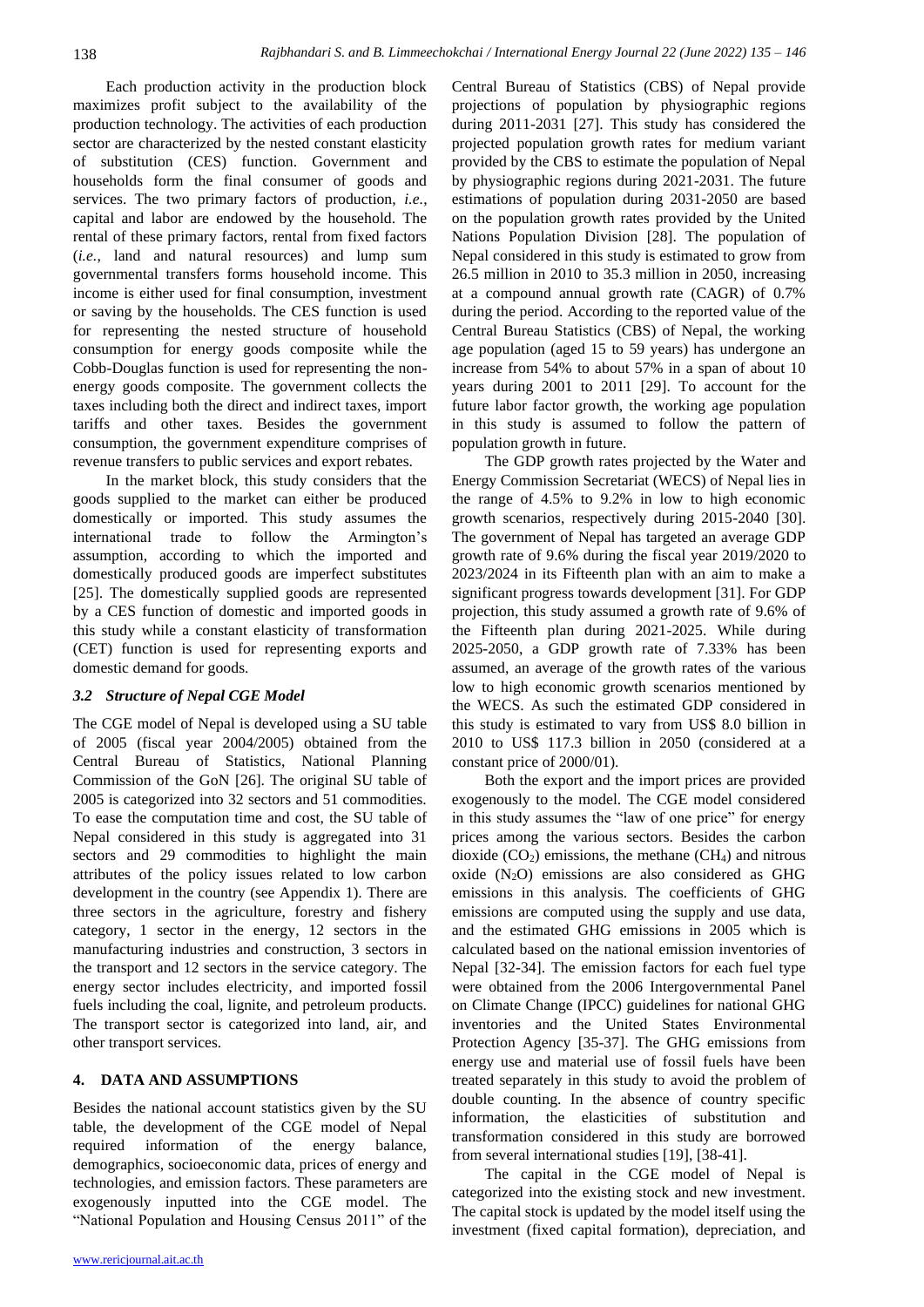Each production activity in the production block maximizes profit subject to the availability of the production technology. The activities of each production sector are characterized by the nested constant elasticity of substitution (CES) function. Government and households form the final consumer of goods and services. The two primary factors of production, *i.e.*, capital and labor are endowed by the household. The rental of these primary factors, rental from fixed factors (*i.e.*, land and natural resources) and lump sum governmental transfers forms household income. This income is either used for final consumption, investment or saving by the households. The CES function is used for representing the nested structure of household consumption for energy goods composite while the Cobb-Douglas function is used for representing the non-energy goods composite. The government collects the taxes including both the direct and indirect taxes, import tariffs and other taxes. Besides the government consumption, the government expenditure comprises of revenue transfers to public services and export rebates.

In the market block, this study considers that the goods supplied to the market can either be produced domestically or imported. This study assumes the international trade to follow the Armington's assumption, according to which the imported and domestically produced goods are imperfect substitutes [25]. The domestically supplied goods are represented by a CES function of domestic and imported goods in this study while a constant elasticity of transformation (CET) function is used for representing exports and domestic demand for goods.

### *3.2 Structure of Nepal CGE Model*

The CGE model of Nepal is developed using a SU table of 2005 (fiscal year 2004/2005) obtained from the Central Bureau of Statistics, National Planning Commission of the GoN [26]. The original SU table of 2005 is categorized into 32 sectors and 51 commodities. To ease the computation time and cost, the SU table of Nepal considered in this study is aggregated into 31 sectors and 29 commodities to highlight the main attributes of the policy issues related to low carbon development in the country (see Appendix 1). There are three sectors in the agriculture, forestry and fishery category, 1 sector in the energy, 12 sectors in the manufacturing industries and construction, 3 sectors in the transport and 12 sectors in the service category. The energy sector includes electricity, and imported fossil fuels including the coal, lignite, and petroleum products. The transport sector is categorized into land, air, and other transport services.

## 4. DATA AND ASSUMPTIONS

Besides the national account statistics given by the SU table, the development of the CGE model of Nepal required information of the energy balance, demographics, socioeconomic data, prices of energy and technologies, and emission factors. These parameters are exogenously inputted into the CGE model. The "National Population and Housing Census 2011" of the Central Bureau of Statistics (CBS) of Nepal provide projections of population by physiographic regions during 2011-2031 [27]. This study has considered the projected population growth rates for medium variant provided by the CBS to estimate the population of Nepal by physiographic regions during 2021-2031. The future estimations of population during 2031-2050 are based on the population growth rates provided by the United Nations Population Division [28]. The population of Nepal considered in this study is estimated to grow from 26.5 million in 2010 to 35.3 million in 2050, increasing at a compound annual growth rate (CAGR) of 0.7% during the period. According to the reported value of the Central Bureau Statistics (CBS) of Nepal, the working age population (aged 15 to 59 years) has undergone an increase from 54% to about 57% in a span of about 10 years during 2001 to 2011 [29]. To account for the future labor factor growth, the working age population in this study is assumed to follow the pattern of population growth in future.

The GDP growth rates projected by the Water and Energy Commission Secretariat (WECS) of Nepal lies in the range of 4.5% to 9.2% in low to high economic growth scenarios, respectively during 2015-2040 [30]. The government of Nepal has targeted an average GDP growth rate of 9.6% during the fiscal year 2019/2020 to 2023/2024 in its Fifteenth plan with an aim to make a significant progress towards development [31]. For GDP projection, this study assumed a growth rate of 9.6% of the Fifteenth plan during 2021-2025. While during 2025-2050, a GDP growth rate of 7.33% has been assumed, an average of the growth rates of the various low to high economic growth scenarios mentioned by the WECS. As such the estimated GDP considered in this study is estimated to vary from US$ 8.0 billion in 2010 to US$ 117.3 billion in 2050 (considered at a constant price of 2000/01).

Both the export and the import prices are provided exogenously to the model. The CGE model considered in this study assumes the "law of one price" for energy prices among the various sectors. Besides the carbon dioxide ($CO_2$) emissions, the methane ($CH_4$) and nitrous oxide ($N_2O$) emissions are also considered as GHG emissions in this analysis. The coefficients of GHG emissions are computed using the supply and use data, and the estimated GHG emissions in 2005 which is calculated based on the national emission inventories of Nepal [32-34]. The emission factors for each fuel type were obtained from the 2006 Intergovernmental Panel on Climate Change (IPCC) guidelines for national GHG inventories and the United States Environmental Protection Agency [35-37]. The GHG emissions from energy use and material use of fossil fuels have been treated separately in this study to avoid the problem of double counting. In the absence of country specific information, the elasticities of substitution and transformation considered in this study are borrowed from several international studies [19], [38-41].

The capital in the CGE model of Nepal is categorized into the existing stock and new investment. The capital stock is updated by the model itself using the investment (fixed capital formation), depreciation, and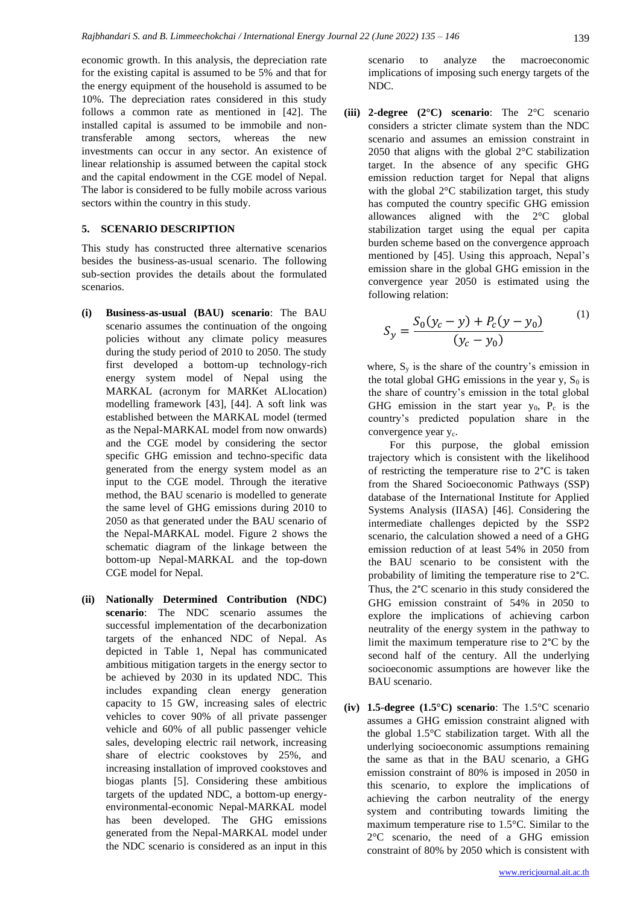economic growth. In this analysis, the depreciation rate for the existing capital is assumed to be 5% and that for the energy equipment of the household is assumed to be 10%. The depreciation rates considered in this study follows a common rate as mentioned in [42]. The installed capital is assumed to be immobile and non-transferable among sectors, whereas the new investments can occur in any sector. An existence of linear relationship is assumed between the capital stock and the capital endowment in the CGE model of Nepal. The labor is considered to be fully mobile across various sectors within the country in this study.

## 5. SCENARIO DESCRIPTION

This study has constructed three alternative scenarios besides the business-as-usual scenario. The following sub-section provides the details about the formulated scenarios.

**(i) Business-as-usual (BAU) scenario**: The BAU scenario assumes the continuation of the ongoing policies without any climate policy measures during the study period of 2010 to 2050. The study first developed a bottom-up technology-rich energy system model of Nepal using the MARKAL (acronym for MARKet ALlocation) modelling framework [43], [44]. A soft link was established between the MARKAL model (termed as the Nepal-MARKAL model from now onwards) and the CGE model by considering the sector specific GHG emission and techno-specific data generated from the energy system model as an input to the CGE model. Through the iterative method, the BAU scenario is modelled to generate the same level of GHG emissions during 2010 to 2050 as that generated under the BAU scenario of the Nepal-MARKAL model. Figure 2 shows the schematic diagram of the linkage between the bottom-up Nepal-MARKAL and the top-down CGE model for Nepal.

**(ii) Nationally Determined Contribution (NDC) scenario**: The NDC scenario assumes the successful implementation of the decarbonization targets of the enhanced NDC of Nepal. As depicted in Table 1, Nepal has communicated ambitious mitigation targets in the energy sector to be achieved by 2030 in its updated NDC. This includes expanding clean energy generation capacity to 15 GW, increasing sales of electric vehicles to cover 90% of all private passenger vehicle and 60% of all public passenger vehicle sales, developing electric rail network, increasing share of electric cookstoves by 25%, and increasing installation of improved cookstoves and biogas plants [5]. Considering these ambitious targets of the updated NDC, a bottom-up energy-environmental-economic Nepal-MARKAL model has been developed. The GHG emissions generated from the Nepal-MARKAL model under the NDC scenario is considered as an input in this scenario to analyze the macroeconomic implications of imposing such energy targets of the NDC.

**(iii) 2-degree (2°C) scenario**: The 2°C scenario considers a stricter climate system than the NDC scenario and assumes an emission constraint in 2050 that aligns with the global 2°C stabilization target. In the absence of any specific GHG emission reduction target for Nepal that aligns with the global 2°C stabilization target, this study has computed the country specific GHG emission allowances aligned with the 2°C global stabilization target using the equal per capita burden scheme based on the convergence approach mentioned by [45]. Using this approach, Nepal's emission share in the global GHG emission in the convergence year 2050 is estimated using the following relation:

$$S_y = \frac{S_0(y_c - y) + P_c(y - y_0)}{(y_c - y_0)} \tag{1}$$

where, $S_y$ is the share of the country's emission in the total global GHG emissions in the year y, $S_0$ is the share of country's emission in the total global GHG emission in the start year $y_0$, $P_c$ is the country's predicted population share in the convergence year $y_c$.

For this purpose, the global emission trajectory which is consistent with the likelihood of restricting the temperature rise to 2°C is taken from the Shared Socioeconomic Pathways (SSP) database of the International Institute for Applied Systems Analysis (IIASA) [46]. Considering the intermediate challenges depicted by the SSP2 scenario, the calculation showed a need of a GHG emission reduction of at least 54% in 2050 from the BAU scenario to be consistent with the probability of limiting the temperature rise to 2°C. Thus, the 2°C scenario in this study considered the GHG emission constraint of 54% in 2050 to explore the implications of achieving carbon neutrality of the energy system in the pathway to limit the maximum temperature rise to 2°C by the second half of the century. All the underlying socioeconomic assumptions are however like the BAU scenario.

**(iv) 1.5-degree (1.5°C) scenario**: The 1.5°C scenario assumes a GHG emission constraint aligned with the global 1.5°C stabilization target. With all the underlying socioeconomic assumptions remaining the same as that in the BAU scenario, a GHG emission constraint of 80% is imposed in 2050 in this scenario, to explore the implications of achieving the carbon neutrality of the energy system and contributing towards limiting the maximum temperature rise to 1.5°C. Similar to the 2°C scenario, the need of a GHG emission constraint of 80% by 2050 which is consistent with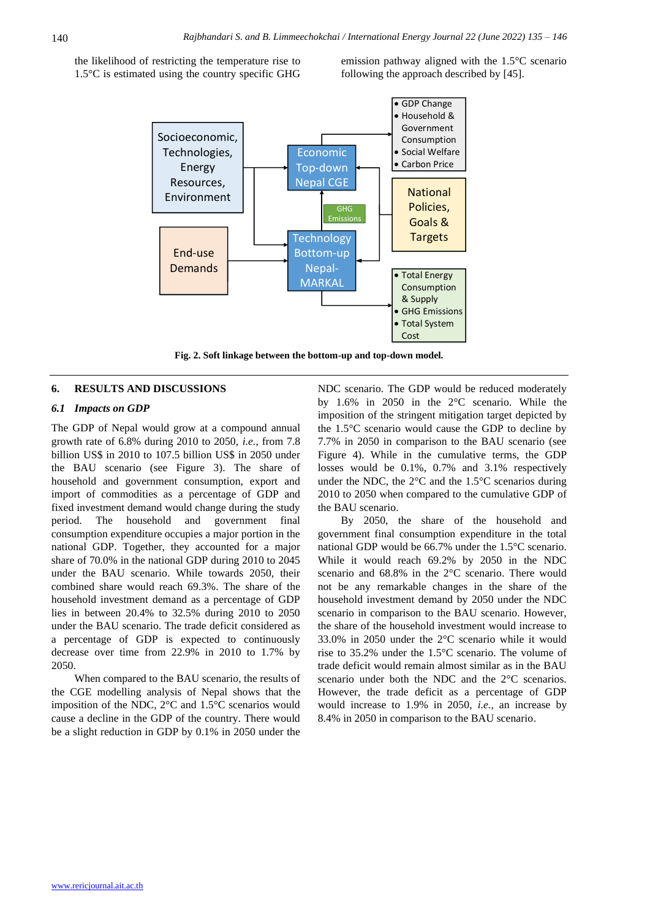the likelihood of restricting the temperature rise to 1.5°C is estimated using the country specific GHG emission pathway aligned with the 1.5°C scenario following the approach described by [45].

Socioeconomic, Technologies, Energy Resources, Environment

End-use Demands

Economic Top-down Nepal CGE

GHG Emissions

Technology Bottom-up Nepal-MARKAL

• GDP Change
• Household & Government Consumption
• Social Welfare
• Carbon Price

National Policies, Goals & Targets

• Total Energy Consumption & Supply
• GHG Emissions
• Total System Cost

**Fig. 2. Soft linkage between the bottom-up and top-down model.**

## 6. RESULTS AND DISCUSSIONS

### *6.1 Impacts on GDP*

The GDP of Nepal would grow at a compound annual growth rate of 6.8% during 2010 to 2050, *i.e.*, from 7.8 billion US$ in 2010 to 107.5 billion US$ in 2050 under the BAU scenario (see Figure 3). The share of household and government consumption, export and import of commodities as a percentage of GDP and fixed investment demand would change during the study period. The household and government final consumption expenditure occupies a major portion in the national GDP. Together, they accounted for a major share of 70.0% in the national GDP during 2010 to 2045 under the BAU scenario. While towards 2050, their combined share would reach 69.3%. The share of the household investment demand as a percentage of GDP lies in between 20.4% to 32.5% during 2010 to 2050 under the BAU scenario. The trade deficit considered as a percentage of GDP is expected to continuously decrease over time from 22.9% in 2010 to 1.7% by 2050.

When compared to the BAU scenario, the results of the CGE modelling analysis of Nepal shows that the imposition of the NDC, 2°C and 1.5°C scenarios would cause a decline in the GDP of the country. There would be a slight reduction in GDP by 0.1% in 2050 under the NDC scenario. The GDP would be reduced moderately by 1.6% in 2050 in the 2°C scenario. While the imposition of the stringent mitigation target depicted by the 1.5°C scenario would cause the GDP to decline by 7.7% in 2050 in comparison to the BAU scenario (see Figure 4). While in the cumulative terms, the GDP losses would be 0.1%, 0.7% and 3.1% respectively under the NDC, the 2°C and the 1.5°C scenarios during 2010 to 2050 when compared to the cumulative GDP of the BAU scenario.

By 2050, the share of the household and government final consumption expenditure in the total national GDP would be 66.7% under the 1.5°C scenario. While it would reach 69.2% by 2050 in the NDC scenario and 68.8% in the 2°C scenario. There would not be any remarkable changes in the share of the household investment demand by 2050 under the NDC scenario in comparison to the BAU scenario. However, the share of the household investment would increase to 33.0% in 2050 under the 2°C scenario while it would rise to 35.2% under the 1.5°C scenario. The volume of trade deficit would remain almost similar as in the BAU scenario under both the NDC and the 2°C scenarios. However, the trade deficit as a percentage of GDP would increase to 1.9% in 2050, *i.e.*, an increase by 8.4% in 2050 in comparison to the BAU scenario.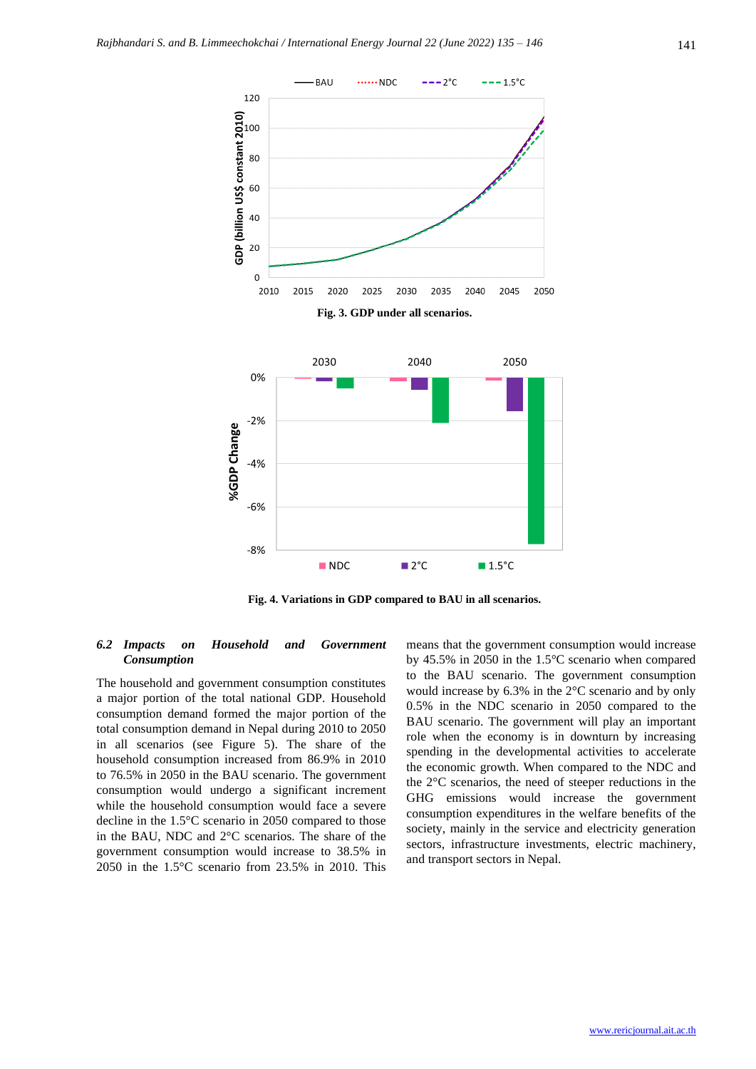BAU NDC 2°C 1.5°C

GDP (billion US$ constant 2010)

120
100
80
60
40
20
0

2010 2015 2020 2025 2030 2035 2040 2045 2050

**Fig. 3. GDP under all scenarios.**

2030 2040 2050

%GDP Change

0%
-2%
-4%
-6%
-8%

NDC 2°C 1.5°C

**Fig. 4. Variations in GDP compared to BAU in all scenarios.**

### *6.2 Impacts on Household and Government Consumption*

The household and government consumption constitutes a major portion of the total national GDP. Household consumption demand formed the major portion of the total consumption demand in Nepal during 2010 to 2050 in all scenarios (see Figure 5). The share of the household consumption increased from 86.9% in 2010 to 76.5% in 2050 in the BAU scenario. The government consumption would undergo a significant increment while the household consumption would face a severe decline in the 1.5°C scenario in 2050 compared to those in the BAU, NDC and 2°C scenarios. The share of the government consumption would increase to 38.5% in 2050 in the 1.5°C scenario from 23.5% in 2010. This means that the government consumption would increase by 45.5% in 2050 in the 1.5°C scenario when compared to the BAU scenario. The government consumption would increase by 6.3% in the 2°C scenario and by only 0.5% in the NDC scenario in 2050 compared to the BAU scenario. The government will play an important role when the economy is in downturn by increasing spending in the developmental activities to accelerate the economic growth. When compared to the NDC and the 2°C scenarios, the need of steeper reductions in the GHG emissions would increase the government consumption expenditures in the welfare benefits of the society, mainly in the service and electricity generation sectors, infrastructure investments, electric machinery, and transport sectors in Nepal.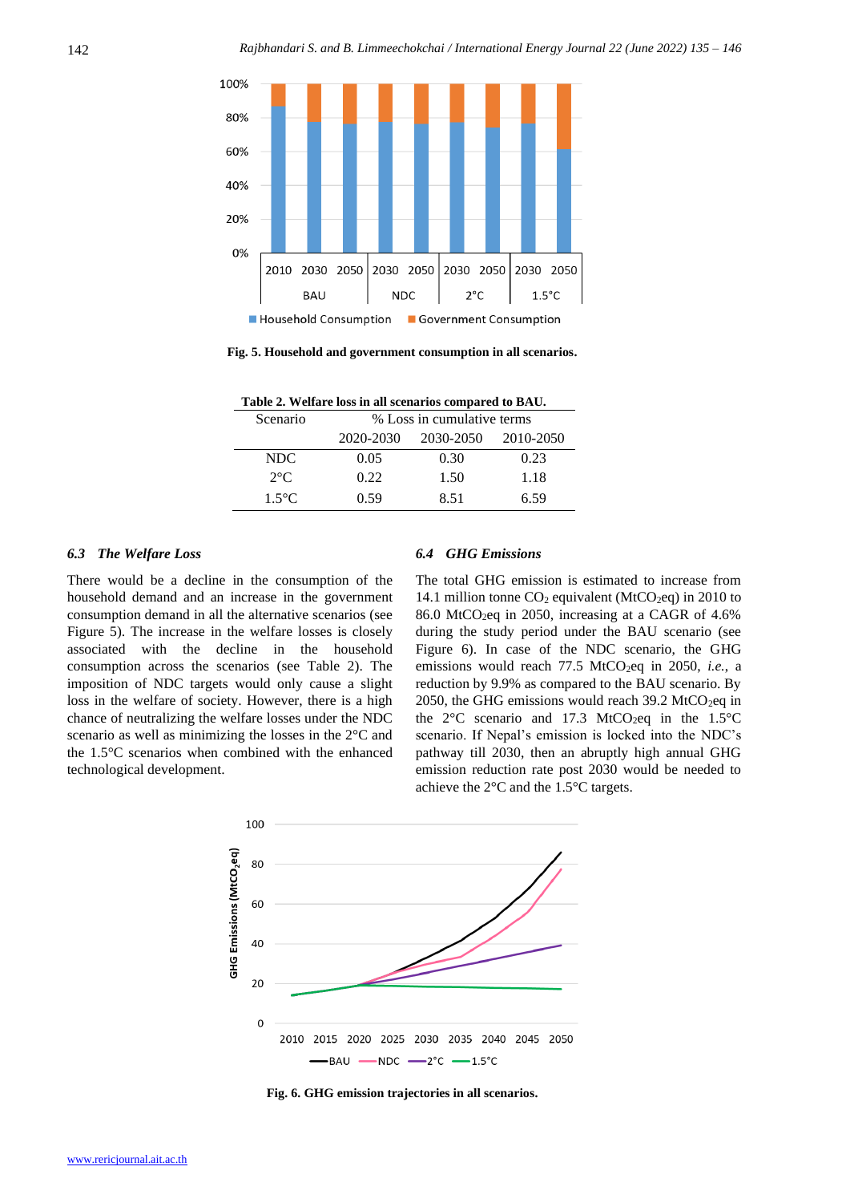100%
80%
60%
40%
20%
0%
2010 2030 2050 2030 2050 2030 2050 2030 2050
BAU NDC 2°C 1.5°C
Household Consumption Government Consumption

**Fig. 5. Household and government consumption in all scenarios.**

**Table 2. Welfare loss in all scenarios compared to BAU.**

| Scenario | % Loss in cumulative terms | | |
|---|---|---|---|
| | 2020-2030 | 2030-2050 | 2010-2050 |
| NDC | 0.05 | 0.30 | 0.23 |
| 2°C | 0.22 | 1.50 | 1.18 |
| 1.5°C | 0.59 | 8.51 | 6.59 |

### *6.3 The Welfare Loss*

There would be a decline in the consumption of the household demand and an increase in the government consumption demand in all the alternative scenarios (see Figure 5). The increase in the welfare losses is closely associated with the decline in the household consumption across the scenarios (see Table 2). The imposition of NDC targets would only cause a slight loss in the welfare of society. However, there is a high chance of neutralizing the welfare losses under the NDC scenario as well as minimizing the losses in the 2°C and the 1.5°C scenarios when combined with the enhanced technological development.

### *6.4 GHG Emissions*

The total GHG emission is estimated to increase from 14.1 million tonne $CO_2$ equivalent ($MtCO_2eq$) in 2010 to 86.0 $MtCO_2eq$ in 2050, increasing at a CAGR of 4.6% during the study period under the BAU scenario (see Figure 6). In case of the NDC scenario, the GHG emissions would reach 77.5 $MtCO_2eq$ in 2050, *i.e.*, a reduction by 9.9% as compared to the BAU scenario. By 2050, the GHG emissions would reach 39.2 $MtCO_2eq$ in the 2°C scenario and 17.3 $MtCO_2eq$ in the 1.5°C scenario. If Nepal's emission is locked into the NDC's pathway till 2030, then an abruptly high annual GHG emission reduction rate post 2030 would be needed to achieve the 2°C and the 1.5°C targets.

GHG Emissions ($MtCO_2eq$)
100
80
60
40
20
0
2010 2015 2020 2025 2030 2035 2040 2045 2050
BAU NDC 2°C 1.5°C

**Fig. 6. GHG emission trajectories in all scenarios.**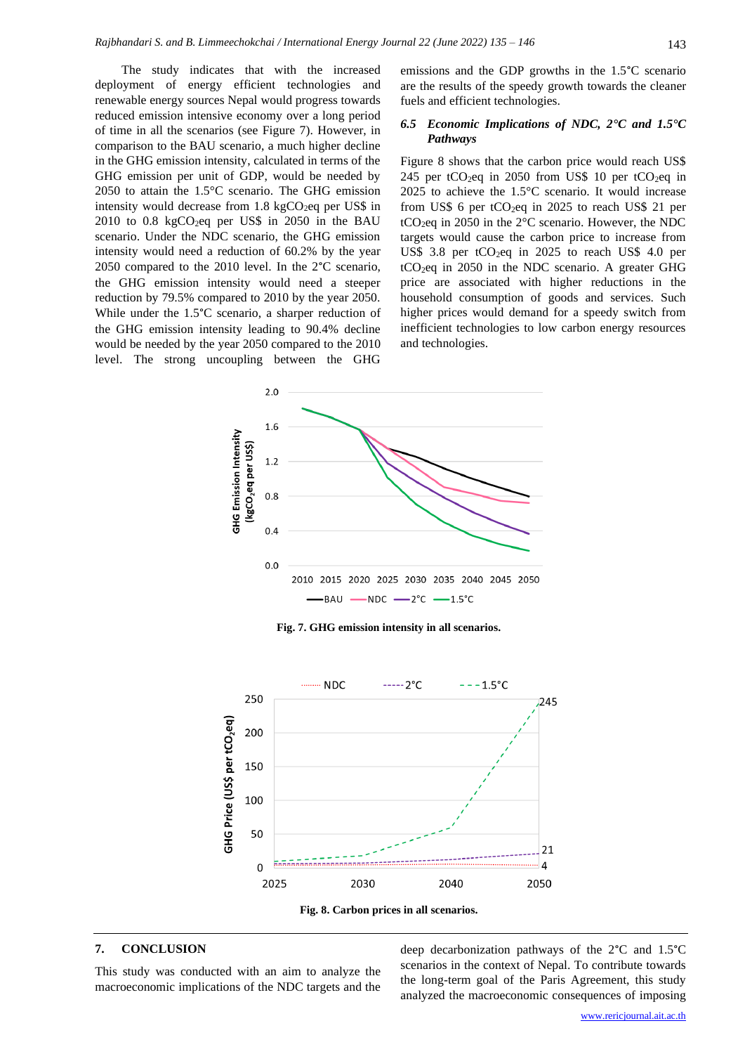The study indicates that with the increased deployment of energy efficient technologies and renewable energy sources Nepal would progress towards reduced emission intensive economy over a long period of time in all the scenarios (see Figure 7). However, in comparison to the BAU scenario, a much higher decline in the GHG emission intensity, calculated in terms of the GHG emission per unit of GDP, would be needed by 2050 to attain the 1.5°C scenario. The GHG emission intensity would decrease from 1.8 $kgCO_2eq$ per US$ in 2010 to 0.8 $kgCO_2eq$ per US$ in 2050 in the BAU scenario. Under the NDC scenario, the GHG emission intensity would need a reduction of 60.2% by the year 2050 compared to the 2010 level. In the 2°C scenario, the GHG emission intensity would need a steeper reduction by 79.5% compared to 2010 by the year 2050. While under the 1.5°C scenario, a sharper reduction of the GHG emission intensity leading to 90.4% decline would be needed by the year 2050 compared to the 2010 level. The strong uncoupling between the GHG emissions and the GDP growths in the 1.5°C scenario are the results of the speedy growth towards the cleaner fuels and efficient technologies.

### 6.5 *Economic Implications of NDC, 2°C and 1.5°C Pathways*

Figure 8 shows that the carbon price would reach US$ 245 per $tCO_2eq$ in 2050 from US$ 10 per $tCO_2eq$ in 2025 to achieve the 1.5°C scenario. It would increase from US$ 6 per $tCO_2eq$ in 2025 to reach US$ 21 per $tCO_2eq$ in 2050 in the 2°C scenario. However, the NDC targets would cause the carbon price to increase from US$ 3.8 per $tCO_2eq$ in 2025 to reach US$ 4.0 per $tCO_2eq$ in 2050 in the NDC scenario. A greater GHG price are associated with higher reductions in the household consumption of goods and services. Such higher prices would demand for a speedy switch from inefficient technologies to low carbon energy resources and technologies.

GHG Emission Intensity ($kgCO_2eq$ per US$)
2.0
1.6
1.2
0.8
0.4
0.0
2010 2015 2020 2025 2030 2035 2040 2045 2050
BAU NDC 2°C 1.5°C

**Fig. 7. GHG emission intensity in all scenarios.**

NDC 2°C 1.5°C
GHG Price (US$ per $tCO_2eq$)
250
200
150
100
50
0
2025 2030 2040 2050
245
21
4

**Fig. 8. Carbon prices in all scenarios.**

## 7. CONCLUSION

This study was conducted with an aim to analyze the macroeconomic implications of the NDC targets and the deep decarbonization pathways of the 2°C and 1.5°C scenarios in the context of Nepal. To contribute towards the long-term goal of the Paris Agreement, this study analyzed the macroeconomic consequences of imposing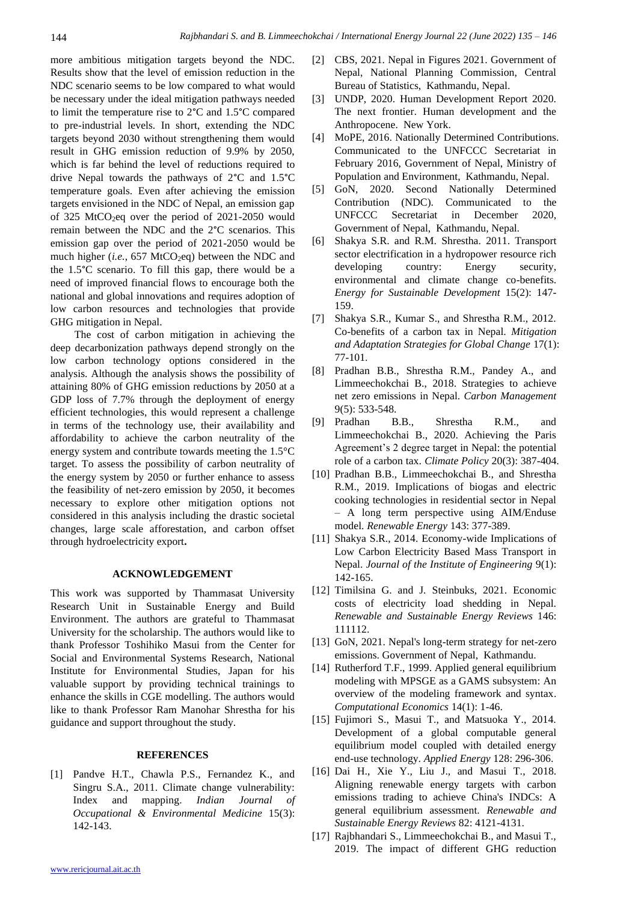more ambitious mitigation targets beyond the NDC. Results show that the level of emission reduction in the NDC scenario seems to be low compared to what would be necessary under the ideal mitigation pathways needed to limit the temperature rise to 2°C and 1.5°C compared to pre-industrial levels. In short, extending the NDC targets beyond 2030 without strengthening them would result in GHG emission reduction of 9.9% by 2050, which is far behind the level of reductions required to drive Nepal towards the pathways of 2°C and 1.5°C temperature goals. Even after achieving the emission targets envisioned in the NDC of Nepal, an emission gap of 325 $MtCO_2eq$ over the period of 2021-2050 would remain between the NDC and the 2°C scenarios. This emission gap over the period of 2021-2050 would be much higher (*i.e.*, 657 $MtCO_2eq$) between the NDC and the 1.5°C scenario. To fill this gap, there would be a need of improved financial flows to encourage both the national and global innovations and requires adoption of low carbon resources and technologies that provide GHG mitigation in Nepal.

The cost of carbon mitigation in achieving the deep decarbonization pathways depend strongly on the low carbon technology options considered in the analysis. Although the analysis shows the possibility of attaining 80% of GHG emission reductions by 2050 at a GDP loss of 7.7% through the deployment of energy efficient technologies, this would represent a challenge in terms of the technology use, their availability and affordability to achieve the carbon neutrality of the energy system and contribute towards meeting the 1.5°C target. To assess the possibility of carbon neutrality of the energy system by 2050 or further enhance to assess the feasibility of net-zero emission by 2050, it becomes necessary to explore other mitigation options not considered in this analysis including the drastic societal changes, large scale afforestation, and carbon offset through hydroelectricity export**.**

## ACKNOWLEDGEMENT

This work was supported by Thammasat University Research Unit in Sustainable Energy and Build Environment. The authors are grateful to Thammasat University for the scholarship. The authors would like to thank Professor Toshihiko Masui from the Center for Social and Environmental Systems Research, National Institute for Environmental Studies, Japan for his valuable support by providing technical trainings to enhance the skills in CGE modelling. The authors would like to thank Professor Ram Manohar Shrestha for his guidance and support throughout the study.

## REFERENCES

[1] Pandve H.T., Chawla P.S., Fernandez K., and Singru S.A., 2011. Climate change vulnerability: Index and mapping. *Indian Journal of Occupational & Environmental Medicine* 15(3): 142-143.

[2] CBS, 2021. Nepal in Figures 2021. Government of Nepal, National Planning Commission, Central Bureau of Statistics, Kathmandu, Nepal.

[3] UNDP, 2020. Human Development Report 2020. The next frontier. Human development and the Anthropocene. New York.

[4] MoPE, 2016. Nationally Determined Contributions. Communicated to the UNFCCC Secretariat in February 2016, Government of Nepal, Ministry of Population and Environment, Kathmandu, Nepal.

[5] GoN, 2020. Second Nationally Determined Contribution (NDC). Communicated to the UNFCCC Secretariat in December 2020, Government of Nepal, Kathmandu, Nepal.

[6] Shakya S.R. and R.M. Shrestha. 2011. Transport sector electrification in a hydropower resource rich developing country: Energy security, environmental and climate change co-benefits. *Energy for Sustainable Development* 15(2): 147-159.

[7] Shakya S.R., Kumar S., and Shrestha R.M., 2012. Co-benefits of a carbon tax in Nepal. *Mitigation and Adaptation Strategies for Global Change* 17(1): 77-101.

[8] Pradhan B.B., Shrestha R.M., Pandey A., and Limmeechokchai B., 2018. Strategies to achieve net zero emissions in Nepal. *Carbon Management* 9(5): 533-548.

[9] Pradhan B.B., Shrestha R.M., and Limmeechokchai B., 2020. Achieving the Paris Agreement's 2 degree target in Nepal: the potential role of a carbon tax. *Climate Policy* 20(3): 387-404.

[10] Pradhan B.B., Limmeechokchai B. and Shrestha R.M., 2019. Implications of biogas and electric cooking technologies in residential sector in Nepal – A long term perspective using AIM/Enduse model. *Renewable Energy* 143: 377-389.

[11] Shakya S.R., 2014. Economy-wide Implications of Low Carbon Electricity Based Mass Transport in Nepal. *Journal of the Institute of Engineering* 9(1): 142-165.

[12] Timilsina G. and J. Steinbuks, 2021. Economic costs of electricity load shedding in Nepal. *Renewable and Sustainable Energy Reviews* 146: 111112.

[13] GoN, 2021. Nepal's long-term strategy for net-zero emissions. Government of Nepal, Kathmandu.

[14] Rutherford T.F., 1999. Applied general equilibrium modeling with MPSGE as a GAMS subsystem: An overview of the modeling framework and syntax. *Computational Economics* 14(1): 1-46.

[15] Fujimori S., Masui T., and Matsuoka Y., 2014. Development of a global computable general equilibrium model coupled with detailed energy end-use technology. *Applied Energy* 128: 296-306.

[16] Dai H., Xie Y., Liu J., and Masui T., 2018. Aligning renewable energy targets with carbon emissions trading to achieve China's INDCs: A general equilibrium assessment. *Renewable and Sustainable Energy Reviews* 82: 4121-4131.

[17] Rajbhandari S., Limmeechokchai B., and Masui T., 2019. The impact of different GHG reduction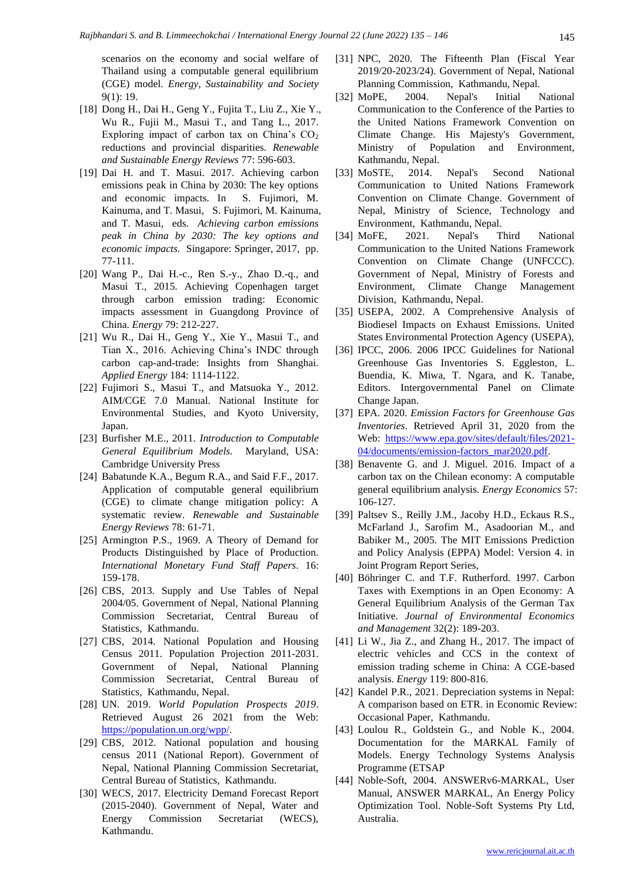scenarios on the economy and social welfare of Thailand using a computable general equilibrium (CGE) model. *Energy, Sustainability and Society* 9(1): 19.

[18] Dong H., Dai H., Geng Y., Fujita T., Liu Z., Xie Y., Wu R., Fujii M., Masui T., and Tang L., 2017. Exploring impact of carbon tax on China's $CO_2$ reductions and provincial disparities. *Renewable and Sustainable Energy Reviews* 77: 596-603.

[19] Dai H. and T. Masui. 2017. Achieving carbon emissions peak in China by 2030: The key options and economic impacts. In S. Fujimori, M. Kainuma, and T. Masui, S. Fujimori, M. Kainuma, and T. Masui, eds. *Achieving carbon emissions peak in China by 2030: The key options and economic impacts.* Singapore: Springer, 2017, pp. 77-111.

[20] Wang P., Dai H.-c., Ren S.-y., Zhao D.-q., and Masui T., 2015. Achieving Copenhagen target through carbon emission trading: Economic impacts assessment in Guangdong Province of China. *Energy* 79: 212-227.

[21] Wu R., Dai H., Geng Y., Xie Y., Masui T., and Tian X., 2016. Achieving China's INDC through carbon cap-and-trade: Insights from Shanghai. *Applied Energy* 184: 1114-1122.

[22] Fujimori S., Masui T., and Matsuoka Y., 2012. AIM/CGE 7.0 Manual. National Institute for Environmental Studies, and Kyoto University, Japan.

[23] Burfisher M.E., 2011. *Introduction to Computable General Equilibrium Models.* Maryland, USA: Cambridge University Press

[24] Babatunde K.A., Begum R.A., and Said F.F., 2017. Application of computable general equilibrium (CGE) to climate change mitigation policy: A systematic review. *Renewable and Sustainable Energy Reviews* 78: 61-71.

[25] Armington P.S., 1969. A Theory of Demand for Products Distinguished by Place of Production. *International Monetary Fund Staff Papers*. 16: 159-178.

[26] CBS, 2013. Supply and Use Tables of Nepal 2004/05. Government of Nepal, National Planning Commission Secretariat, Central Bureau of Statistics, Kathmandu.

[27] CBS, 2014. National Population and Housing Census 2011. Population Projection 2011-2031. Government of Nepal, National Planning Commission Secretariat, Central Bureau of Statistics, Kathmandu, Nepal.

[28] UN. 2019. *World Population Prospects 2019*. Retrieved August 26 2021 from the Web: https://population.un.org/wpp/.

[29] CBS, 2012. National population and housing census 2011 (National Report). Government of Nepal, National Planning Commission Secretariat, Central Bureau of Statistics, Kathmandu.

[30] WECS, 2017. Electricity Demand Forecast Report (2015-2040). Government of Nepal, Water and Energy Commission Secretariat (WECS), Kathmandu.

[31] NPC, 2020. The Fifteenth Plan (Fiscal Year 2019/20-2023/24). Government of Nepal, National Planning Commission, Kathmandu, Nepal.

[32] MoPE, 2004. Nepal's Initial National Communication to the Conference of the Parties to the United Nations Framework Convention on Climate Change. His Majesty's Government, Ministry of Population and Environment, Kathmandu, Nepal.

[33] MoSTE, 2014. Nepal's Second National Communication to United Nations Framework Convention on Climate Change. Government of Nepal, Ministry of Science, Technology and Environment, Kathmandu, Nepal.

[34] MoFE, 2021. Nepal's Third National Communication to the United Nations Framework Convention on Climate Change (UNFCCC). Government of Nepal, Ministry of Forests and Environment, Climate Change Management Division, Kathmandu, Nepal.

[35] USEPA, 2002. A Comprehensive Analysis of Biodiesel Impacts on Exhaust Emissions. United States Environmental Protection Agency (USEPA),

[36] IPCC, 2006. 2006 IPCC Guidelines for National Greenhouse Gas Inventories S. Eggleston, L. Buendia, K. Miwa, T. Ngara, and K. Tanabe, Editors. Intergovernmental Panel on Climate Change Japan.

[37] EPA. 2020. *Emission Factors for Greenhouse Gas Inventories*. Retrieved April 31, 2020 from the Web: https://www.epa.gov/sites/default/files/2021-04/documents/emission-factors_mar2020.pdf.

[38] Benavente G. and J. Miguel. 2016. Impact of a carbon tax on the Chilean economy: A computable general equilibrium analysis. *Energy Economics* 57: 106-127.

[39] Paltsev S., Reilly J.M., Jacoby H.D., Eckaus R.S., McFarland J., Sarofim M., Asadoorian M., and Babiker M., 2005. The MIT Emissions Prediction and Policy Analysis (EPPA) Model: Version 4. in Joint Program Report Series,

[40] Böhringer C. and T.F. Rutherford. 1997. Carbon Taxes with Exemptions in an Open Economy: A General Equilibrium Analysis of the German Tax Initiative. *Journal of Environmental Economics and Management* 32(2): 189-203.

[41] Li W., Jia Z., and Zhang H., 2017. The impact of electric vehicles and CCS in the context of emission trading scheme in China: A CGE-based analysis. *Energy* 119: 800-816.

[42] Kandel P.R., 2021. Depreciation systems in Nepal: A comparison based on ETR. in Economic Review: Occasional Paper, Kathmandu.

[43] Loulou R., Goldstein G., and Noble K., 2004. Documentation for the MARKAL Family of Models. Energy Technology Systems Analysis Programme (ETSAP

[44] Noble-Soft, 2004. ANSWERv6-MARKAL, User Manual, ANSWER MARKAL, An Energy Policy Optimization Tool. Noble-Soft Systems Pty Ltd, Australia.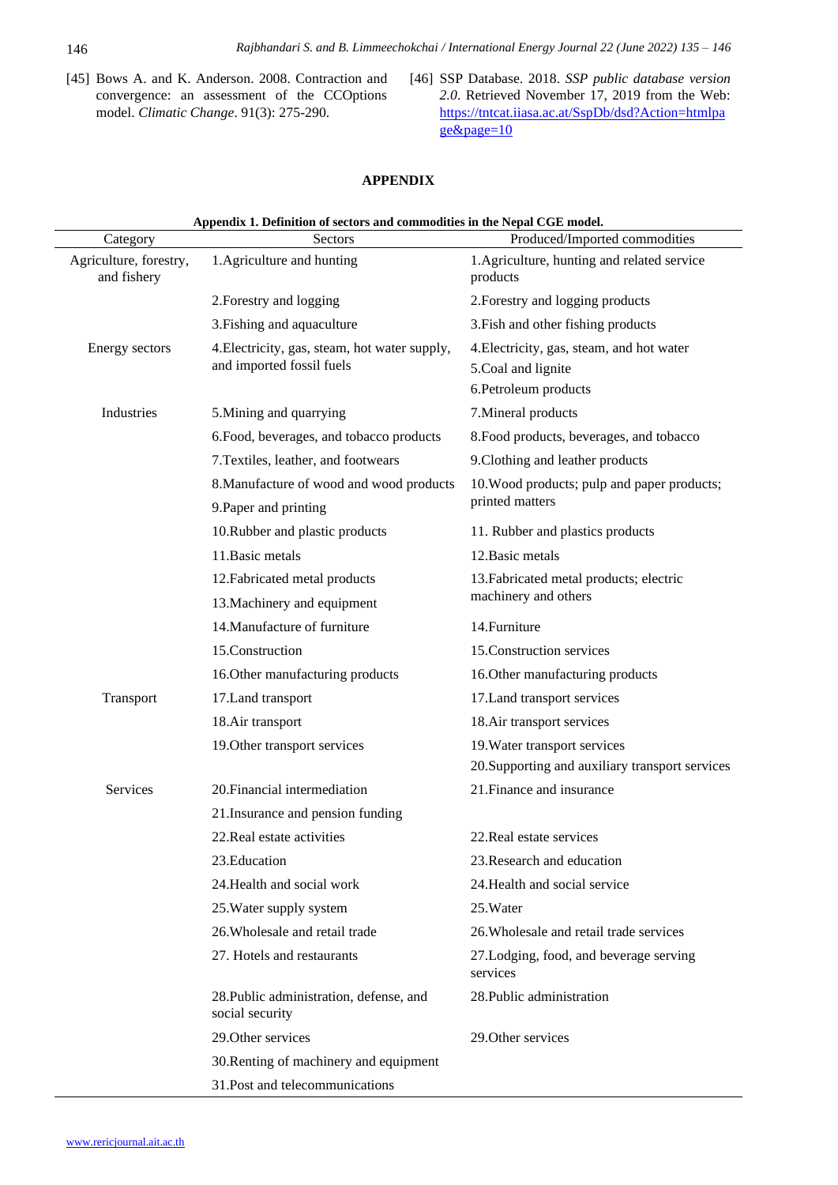[45] Bows A. and K. Anderson. 2008. Contraction and convergence: an assessment of the CCOptions model. *Climatic Change*. 91(3): 275-290.

[46] SSP Database. 2018. *SSP public database version 2.0*. Retrieved November 17, 2019 from the Web: https://tntcat.iiasa.ac.at/SspDb/dsd?Action=htmlpage&page=10

## APPENDIX

**Appendix 1. Definition of sectors and commodities in the Nepal CGE model.**

| Category | Sectors | Produced/Imported commodities |
|---|---|---|
| Agriculture, forestry, and fishery | 1.Agriculture and hunting | 1.Agriculture, hunting and related service products |
| | 2.Forestry and logging | 2.Forestry and logging products |
| | 3.Fishing and aquaculture | 3.Fish and other fishing products |
| Energy sectors | 4.Electricity, gas, steam, hot water supply, and imported fossil fuels | 4.Electricity, gas, steam, and hot water<br>5.Coal and lignite<br>6.Petroleum products |
| Industries | 5.Mining and quarrying | 7.Mineral products |
| | 6.Food, beverages, and tobacco products | 8.Food products, beverages, and tobacco |
| | 7.Textiles, leather, and footwears | 9.Clothing and leather products |
| | 8.Manufacture of wood and wood products<br>9.Paper and printing | 10.Wood products; pulp and paper products; printed matters |
| | 10.Rubber and plastic products | 11. Rubber and plastics products |
| | 11.Basic metals | 12.Basic metals |
| | 12.Fabricated metal products<br>13.Machinery and equipment | 13.Fabricated metal products; electric machinery and others |
| | 14.Manufacture of furniture | 14.Furniture |
| | 15.Construction | 15.Construction services |
| | 16.Other manufacturing products | 16.Other manufacturing products |
| Transport | 17.Land transport | 17.Land transport services |
| | 18.Air transport | 18.Air transport services |
| | 19.Other transport services | 19.Water transport services<br>20.Supporting and auxiliary transport services |
| Services | 20.Financial intermediation<br>21.Insurance and pension funding | 21.Finance and insurance |
| | 22.Real estate activities | 22.Real estate services |
| | 23.Education | 23.Research and education |
| | 24.Health and social work | 24.Health and social service |
| | 25.Water supply system | 25.Water |
| | 26.Wholesale and retail trade | 26.Wholesale and retail trade services |
| | 27. Hotels and restaurants | 27.Lodging, food, and beverage serving services |
| | 28.Public administration, defense, and social security | 28.Public administration |
| | 29.Other services<br>30.Renting of machinery and equipment<br>31.Post and telecommunications | 29.Other services |